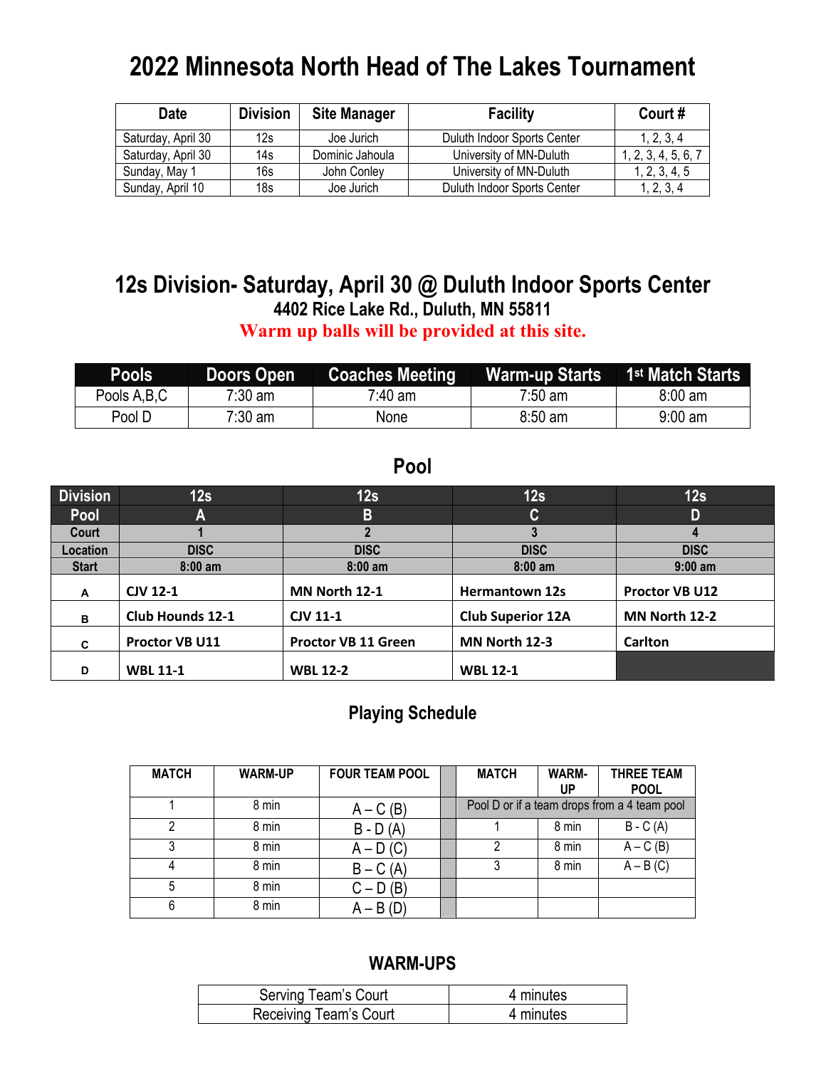# 2022 Minnesota North Head of The Lakes Tournament

| Date | Division | Site Manager | Facility | Court # |
|---|---|---|---|---|
| Saturday, April 30 | 12s | Joe Jurich | Duluth Indoor Sports Center | 1, 2, 3, 4 |
| Saturday, April 30 | 14s | Dominic Jahoula | University of MN-Duluth | 1, 2, 3, 4, 5, 6, 7 |
| Sunday, May 1 | 16s | John Conley | University of MN-Duluth | 1, 2, 3, 4, 5 |
| Sunday, April 10 | 18s | Joe Jurich | Duluth Indoor Sports Center | 1, 2, 3, 4 |

## 12s Division- Saturday, April 30 @ Duluth Indoor Sports Center

**4402 Rice Lake Rd., Duluth, MN 55811**

**Warm up balls will be provided at this site.**

| Pools | Doors Open | Coaches Meeting | Warm-up Starts | 1st Match Starts |
|---|---|---|---|---|
| Pools A,B,C | 7:30 am | 7:40 am | 7:50 am | 8:00 am |
| Pool D | 7:30 am | None | 8:50 am | 9:00 am |

### Pool

| Division | 12s | 12s | 12s | 12s |
|---|---|---|---|---|
| Pool | A | B | C | D |
| Court | 1 | 2 | 3 | 4 |
| Location | DISC | DISC | DISC | DISC |
| Start | 8:00 am | 8:00 am | 8:00 am | 9:00 am |
| A | CJV 12-1 | MN North 12-1 | Hermantown 12s | Proctor VB U12 |
| B | Club Hounds 12-1 | CJV 11-1 | Club Superior 12A | MN North 12-2 |
| C | Proctor VB U11 | Proctor VB 11 Green | MN North 12-3 | Carlton |
| D | WBL 11-1 | WBL 12-2 | WBL 12-1 | |

### Playing Schedule

| MATCH | WARM-UP | FOUR TEAM POOL | | MATCH | WARM-UP | THREE TEAM POOL |
|---|---|---|---|---|---|---|
| 1 | 8 min | A – C (B) | | Pool D or if a team drops from a 4 team pool | | |
| 2 | 8 min | B - D (A) | | 1 | 8 min | B - C (A) |
| 3 | 8 min | A – D (C) | | 2 | 8 min | A – C (B) |
| 4 | 8 min | B – C (A) | | 3 | 8 min | A – B (C) |
| 5 | 8 min | C – D (B) | | | | |
| 6 | 8 min | A – B (D) | | | | |

### WARM-UPS

| Serving Team's Court | 4 minutes |
|---|---|
| Receiving Team's Court | 4 minutes |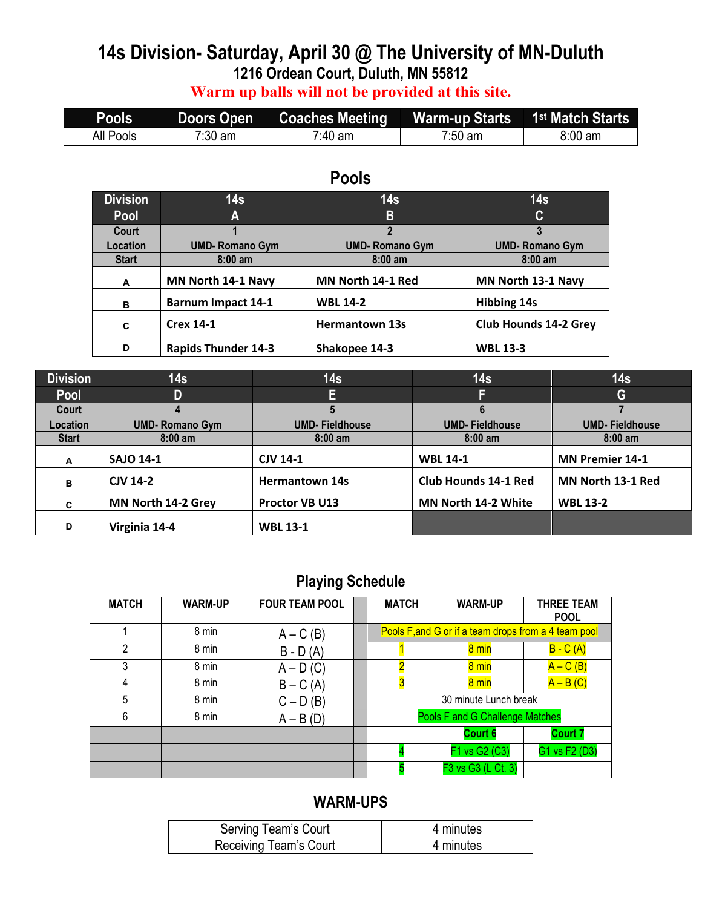# 14s Division- Saturday, April 30 @ The University of MN-Duluth

## 1216 Ordean Court, Duluth, MN 55812

**Warm up balls will not be provided at this site.**

| Pools | Doors Open | Coaches Meeting | Warm-up Starts | 1st Match Starts |
|---|---|---|---|---|
| All Pools | 7:30 am | 7:40 am | 7:50 am | 8:00 am |

## Pools

| Division | 14s | 14s | 14s |
|---|---|---|---|
| Pool | A | B | C |
| Court | 1 | 2 | 3 |
| Location | UMD- Romano Gym | UMD- Romano Gym | UMD- Romano Gym |
| Start | 8:00 am | 8:00 am | 8:00 am |
| A | MN North 14-1 Navy | MN North 14-1 Red | MN North 13-1 Navy |
| B | Barnum Impact 14-1 | WBL 14-2 | Hibbing 14s |
| C | Crex 14-1 | Hermantown 13s | Club Hounds 14-2 Grey |
| D | Rapids Thunder 14-3 | Shakopee 14-3 | WBL 13-3 |

| Division | 14s | 14s | 14s | 14s |
|---|---|---|---|---|
| Pool | D | E | F | G |
| Court | 4 | 5 | 6 | 7 |
| Location | UMD- Romano Gym | UMD- Fieldhouse | UMD- Fieldhouse | UMD- Fieldhouse |
| Start | 8:00 am | 8:00 am | 8:00 am | 8:00 am |
| A | SAJO 14-1 | CJV 14-1 | WBL 14-1 | MN Premier 14-1 |
| B | CJV 14-2 | Hermantown 14s | Club Hounds 14-1 Red | MN North 13-1 Red |
| C | MN North 14-2 Grey | Proctor VB U13 | MN North 14-2 White | WBL 13-2 |
| D | Virginia 14-4 | WBL 13-1 | | |

## Playing Schedule

| MATCH | WARM-UP | FOUR TEAM POOL | | MATCH | WARM-UP | THREE TEAM POOL |
|---|---|---|---|---|---|---|
| 1 | 8 min | A – C (B) | | Pools F,and G or if a team drops from a 4 team pool | | |
| 2 | 8 min | B - D (A) | | 1 | 8 min | B - C (A) |
| 3 | 8 min | A – D (C) | | 2 | 8 min | A – C (B) |
| 4 | 8 min | B – C (A) | | 3 | 8 min | A – B (C) |
| 5 | 8 min | C – D (B) | | 30 minute Lunch break | | |
| 6 | 8 min | A – B (D) | | Pools F and G Challenge Matches | | |
| | | | | | Court 6 | Court 7 |
| | | | | 4 | F1 vs G2 (C3) | G1 vs F2 (D3) |
| | | | | 5 | F3 vs G3 (L Ct. 3) | |

## WARM-UPS

| Serving Team's Court | 4 minutes |
|---|---|
| Receiving Team's Court | 4 minutes |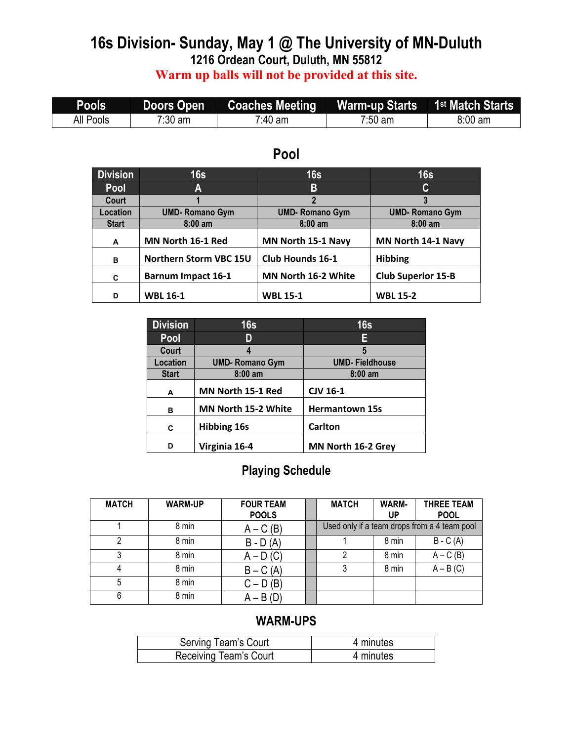# 16s Division- Sunday, May 1 @ The University of MN-Duluth

## 1216 Ordean Court, Duluth, MN 55812

**Warm up balls will not be provided at this site.**

| Pools | Doors Open | Coaches Meeting | Warm-up Starts | 1st Match Starts |
|---|---|---|---|---|
| All Pools | 7:30 am | 7:40 am | 7:50 am | 8:00 am |

## Pool

| Division | 16s | 16s | 16s |
|---|---|---|---|
| **Pool** | **A** | **B** | **C** |
| **Court** | **1** | **2** | **3** |
| **Location** | **UMD- Romano Gym** | **UMD- Romano Gym** | **UMD- Romano Gym** |
| **Start** | **8:00 am** | **8:00 am** | **8:00 am** |
| **A** | **MN North 16-1 Red** | **MN North 15-1 Navy** | **MN North 14-1 Navy** |
| **B** | **Northern Storm VBC 15U** | **Club Hounds 16-1** | **Hibbing** |
| **C** | **Barnum Impact 16-1** | **MN North 16-2 White** | **Club Superior 15-B** |
| **D** | **WBL 16-1** | **WBL 15-1** | **WBL 15-2** |

| Division | 16s | 16s |
|---|---|---|
| **Pool** | **D** | **E** |
| **Court** | **4** | **5** |
| **Location** | **UMD- Romano Gym** | **UMD- Fieldhouse** |
| **Start** | **8:00 am** | **8:00 am** |
| **A** | **MN North 15-1 Red** | **CJV 16-1** |
| **B** | **MN North 15-2 White** | **Hermantown 15s** |
| **C** | **Hibbing 16s** | **Carlton** |
| **D** | **Virginia 16-4** | **MN North 16-2 Grey** |

## Playing Schedule

| MATCH | WARM-UP | FOUR TEAM POOLS | | MATCH | WARM-UP | THREE TEAM POOL |
|---|---|---|---|---|---|---|
| 1 | 8 min | A – C (B) | | Used only if a team drops from a 4 team pool | | |
| 2 | 8 min | B - D (A) | | 1 | 8 min | B - C (A) |
| 3 | 8 min | A – D (C) | | 2 | 8 min | A – C (B) |
| 4 | 8 min | B – C (A) | | 3 | 8 min | A – B (C) |
| 5 | 8 min | C – D (B) | | | | |
| 6 | 8 min | A – B (D) | | | | |

## WARM-UPS

| Serving Team's Court | 4 minutes |
|---|---|
| Receiving Team's Court | 4 minutes |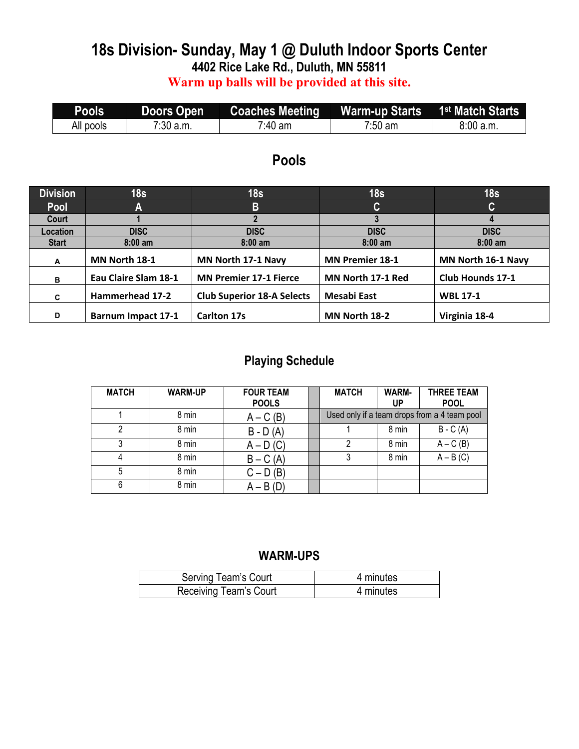# 18s Division- Sunday, May 1 @ Duluth Indoor Sports Center

**4402 Rice Lake Rd., Duluth, MN 55811**

**Warm up balls will be provided at this site.**

| Pools | Doors Open | Coaches Meeting | Warm-up Starts | 1st Match Starts |
|---|---|---|---|---|
| All pools | 7:30 a.m. | 7:40 am | 7:50 am | 8:00 a.m. |

## Pools

| Division | 18s | 18s | 18s | 18s |
|---|---|---|---|---|
| Pool | A | B | C | C |
| Court | 1 | 2 | 3 | 4 |
| Location | DISC | DISC | DISC | DISC |
| Start | 8:00 am | 8:00 am | 8:00 am | 8:00 am |
| A | MN North 18-1 | MN North 17-1 Navy | MN Premier 18-1 | MN North 16-1 Navy |
| B | Eau Claire Slam 18-1 | MN Premier 17-1 Fierce | MN North 17-1 Red | Club Hounds 17-1 |
| C | Hammerhead 17-2 | Club Superior 18-A Selects | Mesabi East | WBL 17-1 |
| D | Barnum Impact 17-1 | Carlton 17s | MN North 18-2 | Virginia 18-4 |

## Playing Schedule

| MATCH | WARM-UP | FOUR TEAM POOLS | | MATCH | WARM-UP | THREE TEAM POOL |
|---|---|---|---|---|---|---|
| 1 | 8 min | A – C (B) | | Used only if a team drops from a 4 team pool | | |
| 2 | 8 min | B - D (A) | | 1 | 8 min | B - C (A) |
| 3 | 8 min | A – D (C) | | 2 | 8 min | A – C (B) |
| 4 | 8 min | B – C (A) | | 3 | 8 min | A – B (C) |
| 5 | 8 min | C – D (B) | | | | |
| 6 | 8 min | A – B (D) | | | | |

## WARM-UPS

| Serving Team's Court | 4 minutes |
|---|---|
| Receiving Team's Court | 4 minutes |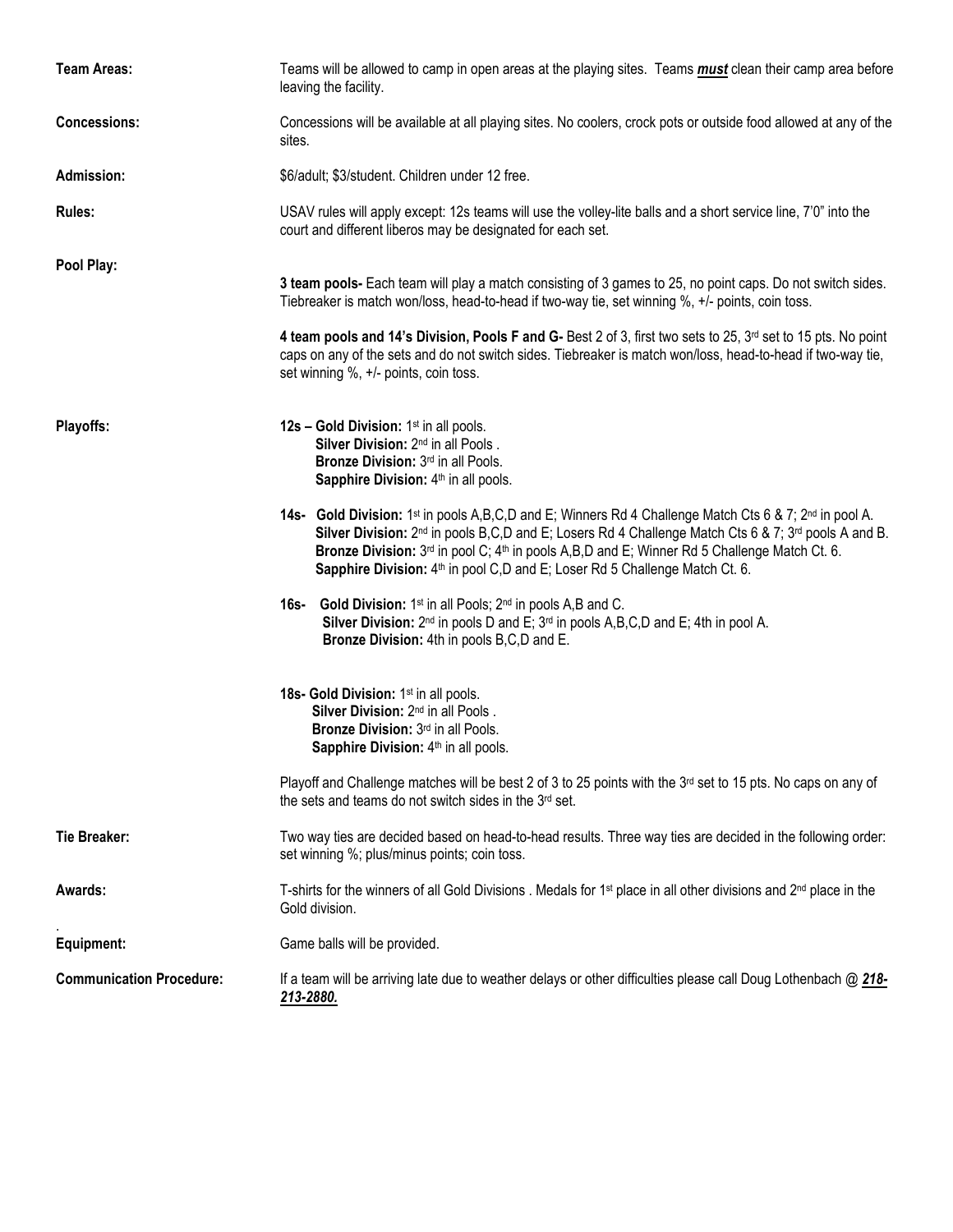**Team Areas:** Teams will be allowed to camp in open areas at the playing sites. Teams ***must*** clean their camp area before leaving the facility.

**Concessions:** Concessions will be available at all playing sites. No coolers, crock pots or outside food allowed at any of the sites.

**Admission:** $6/adult; $3/student. Children under 12 free.

**Rules:** USAV rules will apply except: 12s teams will use the volley-lite balls and a short service line, 7'0" into the court and different liberos may be designated for each set.

**Pool Play:**

**3 team pools-** Each team will play a match consisting of 3 games to 25, no point caps. Do not switch sides. Tiebreaker is match won/loss, head-to-head if two-way tie, set winning %, +/- points, coin toss.

**4 team pools and 14's Division, Pools F and G-** Best 2 of 3, first two sets to 25, 3rd set to 15 pts. No point caps on any of the sets and do not switch sides. Tiebreaker is match won/loss, head-to-head if two-way tie, set winning %, +/- points, coin toss.

**Playoffs:**

**12s – Gold Division:** 1st in all pools.
**Silver Division:** 2nd in all Pools .
**Bronze Division:** 3rd in all Pools.
**Sapphire Division:** 4th in all pools.

**14s- Gold Division:** 1st in pools A,B,C,D and E; Winners Rd 4 Challenge Match Cts 6 & 7; 2nd in pool A.
**Silver Division:** 2nd in pools B,C,D and E; Losers Rd 4 Challenge Match Cts 6 & 7; 3rd pools A and B.
**Bronze Division:** 3rd in pool C; 4th in pools A,B,D and E; Winner Rd 5 Challenge Match Ct. 6.
**Sapphire Division:** 4th in pool C,D and E; Loser Rd 5 Challenge Match Ct. 6.

**16s- Gold Division:** 1st in all Pools; 2nd in pools A,B and C.
**Silver Division:** 2nd in pools D and E; 3rd in pools A,B,C,D and E; 4th in pool A.
**Bronze Division:** 4th in pools B,C,D and E.

**18s- Gold Division:** 1st in all pools.
**Silver Division:** 2nd in all Pools .
**Bronze Division:** 3rd in all Pools.
**Sapphire Division:** 4th in all pools.

Playoff and Challenge matches will be best 2 of 3 to 25 points with the 3rd set to 15 pts. No caps on any of the sets and teams do not switch sides in the 3rd set.

**Tie Breaker:** Two way ties are decided based on head-to-head results. Three way ties are decided in the following order: set winning %; plus/minus points; coin toss.

**Awards:** T-shirts for the winners of all Gold Divisions . Medals for 1st place in all other divisions and 2nd place in the Gold division.

**Equipment:** Game balls will be provided.

**Communication Procedure:** If a team will be arriving late due to weather delays or other difficulties please call Doug Lothenbach @ ***218-213-2880.***